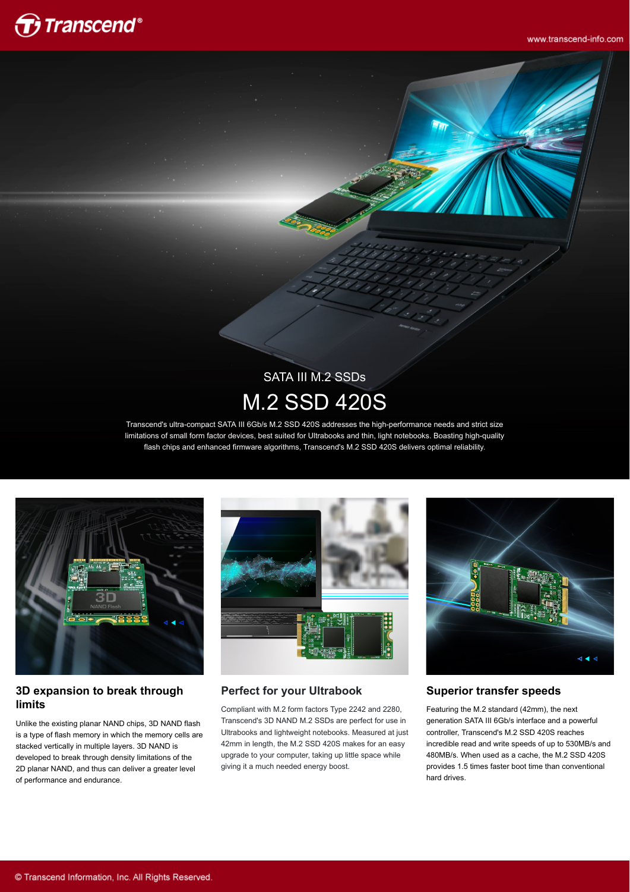SATA III M.2 SSDs

# M.2 SSD 420S

Transcend's ultra-compact SATA III 6Gb/s M.2 SSD 420S addresses the high-performance needs and strict size limitations of small form factor devices, best suited for Ultrabooks and thin, light notebooks. Boasting high-quality flash chips and enhanced firmware algorithms, Transcend's M.2 SSD 420S delivers optimal reliability.

## 3D expansion to break through limits

Unlike the existing planar NAND chips, 3D NAND flash is a type of flash memory in which the memory cells are stacked vertically in multiple layers. 3D NAND is developed to break through density limitations of the 2D planar NAND, and thus can deliver a greater level of performance and endurance.

## Perfect for your Ultrabook

Compliant with M.2 form factors Type 2242 and 2280, Transcend's 3D NAND M.2 SSDs are perfect for use in Ultrabooks and lightweight notebooks. Measured at just 42mm in length, the M.2 SSD 420S makes for an easy upgrade to your computer, taking up little space while giving it a much needed energy boost.

## Superior transfer speeds

Featuring the M.2 standard (42mm), the next generation SATA III 6Gb/s interface and a powerful controller, Transcend's M.2 SSD 420S reaches incredible read and write speeds of up to 530MB/s and 480MB/s. When used as a cache, the M.2 SSD 420S provides 1.5 times faster boot time than conventional hard drives.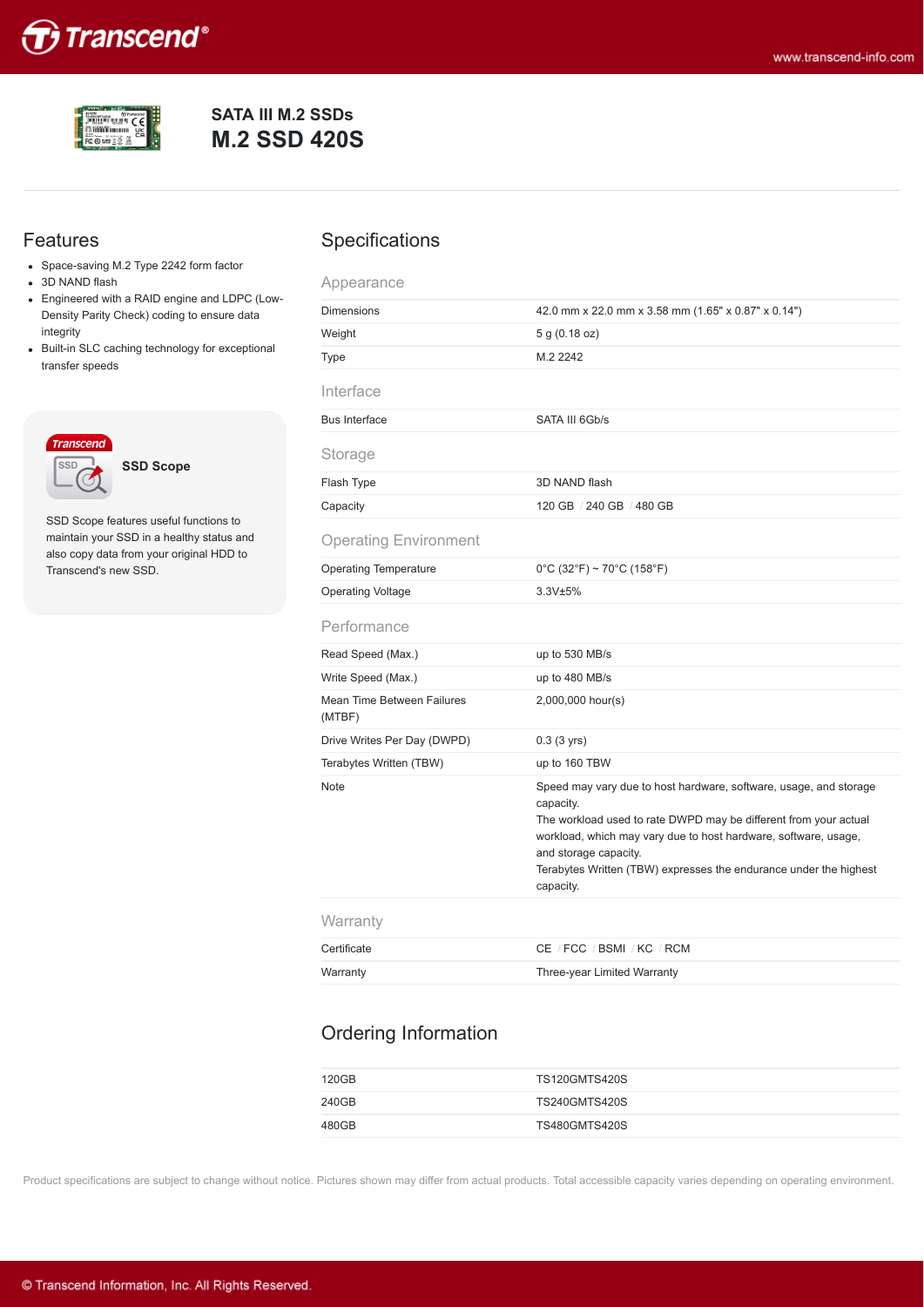## SATA III M.2 SSDs

# M.2 SSD 420S

## Features

- Space-saving M.2 Type 2242 form factor
- 3D NAND flash
- Engineered with a RAID engine and LDPC (Low-Density Parity Check) coding to ensure data integrity
- Built-in SLC caching technology for exceptional transfer speeds

### SSD Scope

SSD Scope features useful functions to maintain your SSD in a healthy status and also copy data from your original HDD to Transcend's new SSD.

## Specifications

### Appearance

| | |
|---|---|
| Dimensions | 42.0 mm x 22.0 mm x 3.58 mm (1.65" x 0.87" x 0.14") |
| Weight | 5 g (0.18 oz) |
| Type | M.2 2242 |

### Interface

| | |
|---|---|
| Bus Interface | SATA III 6Gb/s |

### Storage

| | |
|---|---|
| Flash Type | 3D NAND flash |
| Capacity | 120 GB / 240 GB / 480 GB |

### Operating Environment

| | |
|---|---|
| Operating Temperature | 0°C (32°F) ~ 70°C (158°F) |
| Operating Voltage | 3.3V±5% |

### Performance

| | |
|---|---|
| Read Speed (Max.) | up to 530 MB/s |
| Write Speed (Max.) | up to 480 MB/s |
| Mean Time Between Failures (MTBF) | 2,000,000 hour(s) |
| Drive Writes Per Day (DWPD) | 0.3 (3 yrs) |
| Terabytes Written (TBW) | up to 160 TBW |
| Note | Speed may vary due to host hardware, software, usage, and storage capacity. The workload used to rate DWPD may be different from your actual workload, which may vary due to host hardware, software, usage, and storage capacity. Terabytes Written (TBW) expresses the endurance under the highest capacity. |

### Warranty

| | |
|---|---|
| Certificate | CE / FCC / BSMI / KC / RCM |
| Warranty | Three-year Limited Warranty |

## Ordering Information

| | |
|---|---|
| 120GB | TS120GMTS420S |
| 240GB | TS240GMTS420S |
| 480GB | TS480GMTS420S |

Product specifications are subject to change without notice. Pictures shown may differ from actual products. Total accessible capacity varies depending on operating environment.

© Transcend Information, Inc. All Rights Reserved.